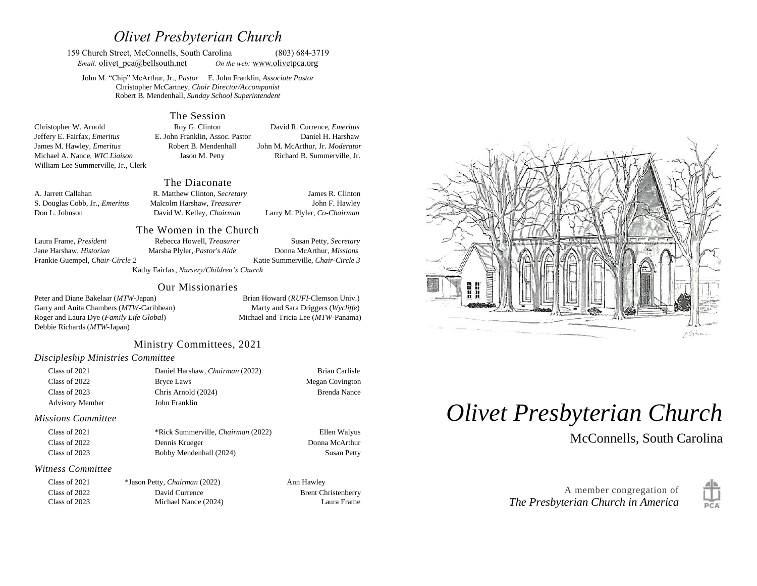# Olivet Presbyterian Church

159 Church Street, McConnells, South Carolina (803) 684-3719

*Email:* olivet_pca@bellsouth.net *On the web:* www.olivetpca.org

John M. "Chip" McArthur, Jr., *Pastor* E. John Franklin, *Associate Pastor*
Christopher McCartney, *Choir Director/Accompanist*
Robert B. Mendenhall, *Sunday School Superintendent*

## The Session

Christopher W. Arnold
Roy G. Clinton
David R. Currence, *Emeritus*
Jeffery E. Fairfax, *Emeritus*
E. John Franklin, Assoc. Pastor
Daniel H. Harshaw
James M. Hawley, *Emeritus*
Robert B. Mendenhall
John M. McArthur, Jr. *Moderator*
Michael A. Nance, *WIC Liaison*
Jason M. Petty
Richard B. Summerville, Jr.
William Lee Summerville, Jr., Clerk

## The Diaconate

A. Jarrett Callahan
R. Matthew Clinton, *Secretary*
James R. Clinton
S. Douglas Cobb, Jr., *Emeritus*
Malcolm Harshaw, *Treasurer*
John F. Hawley
Don L. Johnson
David W. Kelley, *Chairman*
Larry M. Plyler, *Co-Chairman*

## The Women in the Church

Laura Frame, *President*
Rebecca Howell, *Treasurer*
Susan Petty, *Secretary*
Jane Harshaw, *Historian*
Marsha Plyler, *Pastor's Aide*
Donna McArthur, *Missions*
Frankie Guempel, *Chair-Circle 2*
Katie Summerville, *Chair-Circle 3*
Kathy Fairfax, *Nursery/Children's Church*

## Our Missionaries

Peter and Diane Bakelaar (*MTW*-Japan)
Brian Howard (*RUFI*-Clemson Univ.)
Garry and Anita Chambers (*MTW*-Caribbean)
Marty and Sara Driggers (*Wycliffe*)
Roger and Laura Dye (*Family Life Global*)
Michael and Tricia Lee (*MTW*-Panama)
Debbie Richards (*MTW*-Japan)

## Ministry Committees, 2021

### *Discipleship Ministries Committee*

| | | |
|---|---|---|
| Class of 2021 | Daniel Harshaw, *Chairman* (2022) | Brian Carlisle |
| Class of 2022 | Bryce Laws | Megan Covington |
| Class of 2023 | Chris Arnold (2024) | Brenda Nance |
| Advisory Member | John Franklin | |

### *Missions Committee*

| | | |
|---|---|---|
| Class of 2021 | *Rick Summerville, *Chairman* (2022) | Ellen Walyus |
| Class of 2022 | Dennis Krueger | Donna McArthur |
| Class of 2023 | Bobby Mendenhall (2024) | Susan Petty |

### *Witness Committee*

| | | |
|---|---|---|
| Class of 2021 | *Jason Petty, *Chairman* (2022) | Ann Hawley |
| Class of 2022 | David Currence | Brent Christenberry |
| Class of 2023 | Michael Nance (2024) | Laura Frame |

# *Olivet Presbyterian Church*

McConnells, South Carolina

A member congregation of
*The Presbyterian Church in America*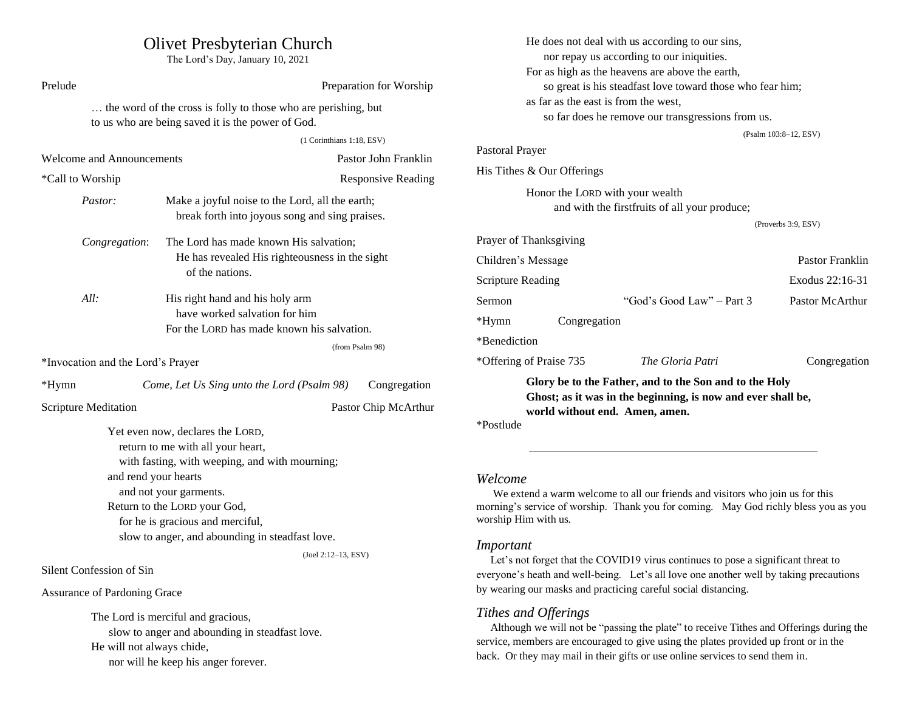# Olivet Presbyterian Church

The Lord's Day, January 10, 2021

Prelude — Preparation for Worship

> … the word of the cross is folly to those who are perishing, but to us who are being saved it is the power of God.
>
> (1 Corinthians 1:18, ESV)

Welcome and Announcements — Pastor John Franklin

*Call to Worship — Responsive Reading

*Pastor:* Make a joyful noise to the Lord, all the earth;
break forth into joyous song and sing praises.

*Congregation*: The Lord has made known His salvation;
He has revealed His righteousness in the sight of the nations.

*All:* His right hand and his holy arm
have worked salvation for him
For the LORD has made known his salvation.

(from Psalm 98)

*Invocation and the Lord's Prayer

*Hymn — *Come, Let Us Sing unto the Lord (Psalm 98)* — Congregation

Scripture Meditation — Pastor Chip McArthur

> Yet even now, declares the LORD,
> return to me with all your heart,
> with fasting, with weeping, and with mourning;
> and rend your hearts
> and not your garments.
> Return to the LORD your God,
> for he is gracious and merciful,
> slow to anger, and abounding in steadfast love.
>
> (Joel 2:12–13, ESV)

Silent Confession of Sin

Assurance of Pardoning Grace

> The Lord is merciful and gracious,
> slow to anger and abounding in steadfast love.
> He will not always chide,
> nor will he keep his anger forever.
> He does not deal with us according to our sins,
> nor repay us according to our iniquities.
> For as high as the heavens are above the earth,
> so great is his steadfast love toward those who fear him;
> as far as the east is from the west,
> so far does he remove our transgressions from us.
>
> (Psalm 103:8–12, ESV)

Pastoral Prayer

His Tithes & Our Offerings

> Honor the LORD with your wealth
> and with the firstfruits of all your produce;
>
> (Proverbs 3:9, ESV)

Prayer of Thanksgiving

Children's Message — Pastor Franklin

Scripture Reading — Exodus 22:16-31

Sermon — "God's Good Law" – Part 3 — Pastor McArthur

*Hymn — Congregation

*Benediction

*Offering of Praise 735 — *The Gloria Patri* — Congregation

> **Glory be to the Father, and to the Son and to the Holy Ghost; as it was in the beginning, is now and ever shall be, world without end. Amen, amen.**

*Postlude

---

## *Welcome*

We extend a warm welcome to all our friends and visitors who join us for this morning's service of worship. Thank you for coming. May God richly bless you as you worship Him with us.

## *Important*

Let's not forget that the COVID19 virus continues to pose a significant threat to everyone's heath and well-being. Let's all love one another well by taking precautions by wearing our masks and practicing careful social distancing.

## *Tithes and Offerings*

Although we will not be "passing the plate" to receive Tithes and Offerings during the service, members are encouraged to give using the plates provided up front or in the back. Or they may mail in their gifts or use online services to send them in.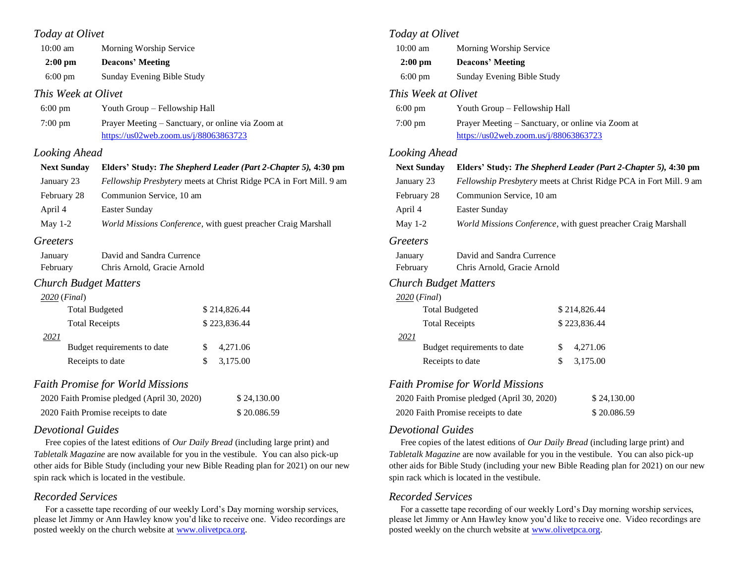## *Today at Olivet*

| | |
|---|---|
| 10:00 am | Morning Worship Service |
| **2:00 pm** | **Deacons' Meeting** |
| 6:00 pm | Sunday Evening Bible Study |

## *This Week at Olivet*

| | |
|---|---|
| 6:00 pm | Youth Group – Fellowship Hall |
| 7:00 pm | Prayer Meeting – Sanctuary, or online via Zoom at https://us02web.zoom.us/j/88063863723 |

## *Looking Ahead*

| | |
|---|---|
| **Next Sunday** | **Elders' Study: *The Shepherd Leader (Part 2-Chapter 5),* 4:30 pm** |
| January 23 | *Fellowship Presbytery* meets at Christ Ridge PCA in Fort Mill. 9 am |
| February 28 | Communion Service, 10 am |
| April 4 | Easter Sunday |
| May 1-2 | *World Missions Conference*, with guest preacher Craig Marshall |

## *Greeters*

| | |
|---|---|
| January | David and Sandra Currence |
| February | Chris Arnold, Gracie Arnold |

## *Church Budget Matters*

| | |
|---|---|
| 2020 (*Final*) | |
| Total Budgeted | $ 214,826.44 |
| Total Receipts | $ 223,836.44 |
| 2021 | |
| Budget requirements to date | $ 4,271.06 |
| Receipts to date | $ 3,175.00 |

## *Faith Promise for World Missions*

| | |
|---|---|
| 2020 Faith Promise pledged (April 30, 2020) | $ 24,130.00 |
| 2020 Faith Promise receipts to date | $ 20.086.59 |

## *Devotional Guides*

Free copies of the latest editions of *Our Daily Bread* (including large print) and *Tabletalk Magazine* are now available for you in the vestibule. You can also pick-up other aids for Bible Study (including your new Bible Reading plan for 2021) on our new spin rack which is located in the vestibule.

## *Recorded Services*

For a cassette tape recording of our weekly Lord's Day morning worship services, please let Jimmy or Ann Hawley know you'd like to receive one. Video recordings are posted weekly on the church website at www.olivetpca.org.

## *Today at Olivet*

| | |
|---|---|
| 10:00 am | Morning Worship Service |
| **2:00 pm** | **Deacons' Meeting** |
| 6:00 pm | Sunday Evening Bible Study |

## *This Week at Olivet*

| | |
|---|---|
| 6:00 pm | Youth Group – Fellowship Hall |
| 7:00 pm | Prayer Meeting – Sanctuary, or online via Zoom at https://us02web.zoom.us/j/88063863723 |

## *Looking Ahead*

| | |
|---|---|
| **Next Sunday** | **Elders' Study: *The Shepherd Leader (Part 2-Chapter 5),* 4:30 pm** |
| January 23 | *Fellowship Presbytery* meets at Christ Ridge PCA in Fort Mill. 9 am |
| February 28 | Communion Service, 10 am |
| April 4 | Easter Sunday |
| May 1-2 | *World Missions Conference*, with guest preacher Craig Marshall |

## *Greeters*

| | |
|---|---|
| January | David and Sandra Currence |
| February | Chris Arnold, Gracie Arnold |

## *Church Budget Matters*

| | |
|---|---|
| 2020 (*Final*) | |
| Total Budgeted | $ 214,826.44 |
| Total Receipts | $ 223,836.44 |
| 2021 | |
| Budget requirements to date | $ 4,271.06 |
| Receipts to date | $ 3,175.00 |

## *Faith Promise for World Missions*

| | |
|---|---|
| 2020 Faith Promise pledged (April 30, 2020) | $ 24,130.00 |
| 2020 Faith Promise receipts to date | $ 20.086.59 |

## *Devotional Guides*

Free copies of the latest editions of *Our Daily Bread* (including large print) and *Tabletalk Magazine* are now available for you in the vestibule. You can also pick-up other aids for Bible Study (including your new Bible Reading plan for 2021) on our new spin rack which is located in the vestibule.

## *Recorded Services*

For a cassette tape recording of our weekly Lord's Day morning worship services, please let Jimmy or Ann Hawley know you'd like to receive one. Video recordings are posted weekly on the church website at www.olivetpca.org.